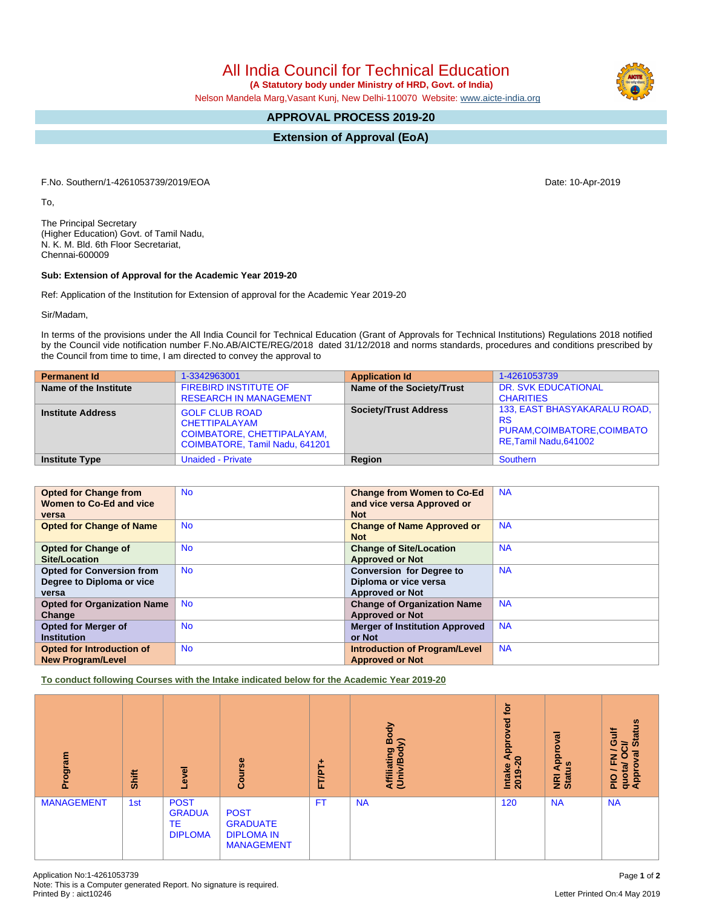# All India Council for Technical Education

**(A Statutory body under Ministry of HRD, Govt. of India)**

Nelson Mandela Marg,Vasant Kunj, New Delhi-110070 Website: www.aicte-india.org

## APPROVAL PROCESS 2019-20

## Extension of Approval (EoA)

F.No. Southern/1-4261053739/2019/EOA

Date: 10-Apr-2019

To,

The Principal Secretary
(Higher Education) Govt. of Tamil Nadu,
N. K. M. Bld. 6th Floor Secretariat,
Chennai-600009

**Sub: Extension of Approval for the Academic Year 2019-20**

Ref: Application of the Institution for Extension of approval for the Academic Year 2019-20

Sir/Madam,

In terms of the provisions under the All India Council for Technical Education (Grant of Approvals for Technical Institutions) Regulations 2018 notified by the Council vide notification number F.No.AB/AICTE/REG/2018 dated 31/12/2018 and norms standards, procedures and conditions prescribed by the Council from time to time, I am directed to convey the approval to

| **Permanent Id** | 1-3342963001 | **Application Id** | 1-4261053739 |
|---|---|---|---|
| **Name of the Institute** | FIREBIRD INSTITUTE OF RESEARCH IN MANAGEMENT | **Name of the Society/Trust** | DR. SVK EDUCATIONAL CHARITIES |
| **Institute Address** | GOLF CLUB ROAD CHETTIPALAYAM COIMBATORE, CHETTIPALAYAM, COIMBATORE, Tamil Nadu, 641201 | **Society/Trust Address** | 133, EAST BHASYAKARALU ROAD, RS PURAM,COIMBATORE,COIMBATORE,Tamil Nadu,641002 |
| **Institute Type** | Unaided - Private | **Region** | Southern |

| **Opted for Change from Women to Co-Ed and vice versa** | No | **Change from Women to Co-Ed and vice versa Approved or Not** | NA |
|---|---|---|---|
| **Opted for Change of Name** | No | **Change of Name Approved or Not** | NA |
| **Opted for Change of Site/Location** | No | **Change of Site/Location Approved or Not** | NA |
| **Opted for Conversion from Degree to Diploma or vice versa** | No | **Conversion for Degree to Diploma or vice versa Approved or Not** | NA |
| **Opted for Organization Name Change** | No | **Change of Organization Name Approved or Not** | NA |
| **Opted for Merger of Institution** | No | **Merger of Institution Approved or Not** | NA |
| **Opted for Introduction of New Program/Level** | No | **Introduction of Program/Level Approved or Not** | NA |

**To conduct following Courses with the Intake indicated below for the Academic Year 2019-20**

| Program | Shift | Level | Course | FT/PT+ | Affiliating Body (Univ/Body) | Intake Approved for 2019-20 | NRI Approval Status | PIO / FN / Gulf quota/ OCI/ Approval Status |
|---|---|---|---|---|---|---|---|---|
| MANAGEMENT | 1st | POST GRADUATE DIPLOMA | POST GRADUATE DIPLOMA IN MANAGEMENT | FT | NA | 120 | NA | NA |

Application No:1-4261053739
Note: This is a Computer generated Report. No signature is required.
Printed By : aict10246

Letter Printed On:4 May 2019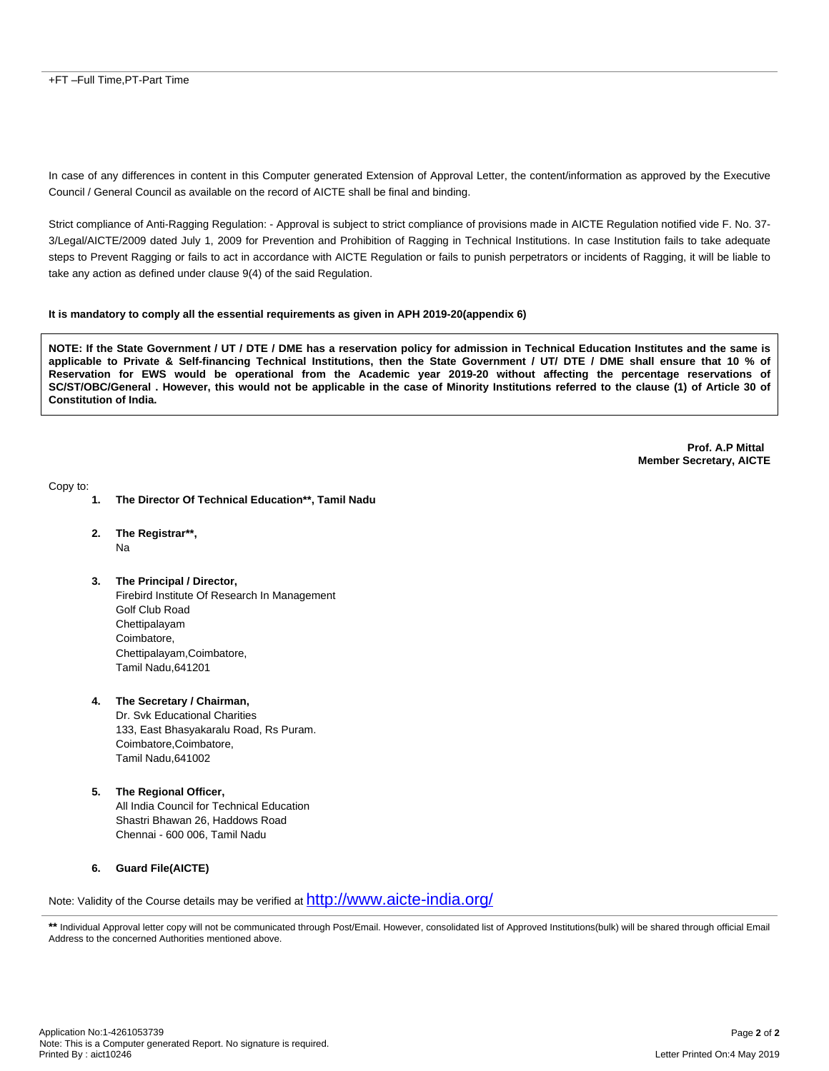+FT –Full Time,PT-Part Time

In case of any differences in content in this Computer generated Extension of Approval Letter, the content/information as approved by the Executive Council / General Council as available on the record of AICTE shall be final and binding.

Strict compliance of Anti-Ragging Regulation: - Approval is subject to strict compliance of provisions made in AICTE Regulation notified vide F. No. 37-3/Legal/AICTE/2009 dated July 1, 2009 for Prevention and Prohibition of Ragging in Technical Institutions. In case Institution fails to take adequate steps to Prevent Ragging or fails to act in accordance with AICTE Regulation or fails to punish perpetrators or incidents of Ragging, it will be liable to take any action as defined under clause 9(4) of the said Regulation.

**It is mandatory to comply all the essential requirements as given in APH 2019-20(appendix 6)**

**NOTE: If the State Government / UT / DTE / DME has a reservation policy for admission in Technical Education Institutes and the same is applicable to Private & Self-financing Technical Institutions, then the State Government / UT/ DTE / DME shall ensure that 10 % of Reservation for EWS would be operational from the Academic year 2019-20 without affecting the percentage reservations of SC/ST/OBC/General . However, this would not be applicable in the case of Minority Institutions referred to the clause (1) of Article 30 of Constitution of India.**

**Prof. A.P Mittal**
**Member Secretary, AICTE**

Copy to:

1. **The Director Of Technical Education\*\*, Tamil Nadu**

2. **The Registrar\*\*,**
   Na

3. **The Principal / Director,**
   Firebird Institute Of Research In Management
   Golf Club Road
   Chettipalayam
   Coimbatore,
   Chettipalayam,Coimbatore,
   Tamil Nadu,641201

4. **The Secretary / Chairman,**
   Dr. Svk Educational Charities
   133, East Bhasyakaralu Road, Rs Puram.
   Coimbatore,Coimbatore,
   Tamil Nadu,641002

5. **The Regional Officer,**
   All India Council for Technical Education
   Shastri Bhawan 26, Haddows Road
   Chennai - 600 006, Tamil Nadu

6. **Guard File(AICTE)**

Note: Validity of the Course details may be verified at http://www.aicte-india.org/

**\*\*** Individual Approval letter copy will not be communicated through Post/Email. However, consolidated list of Approved Institutions(bulk) will be shared through official Email Address to the concerned Authorities mentioned above.

Application No:1-4261053739
Note: This is a Computer generated Report. No signature is required.
Printed By : aict10246

Letter Printed On:4 May 2019